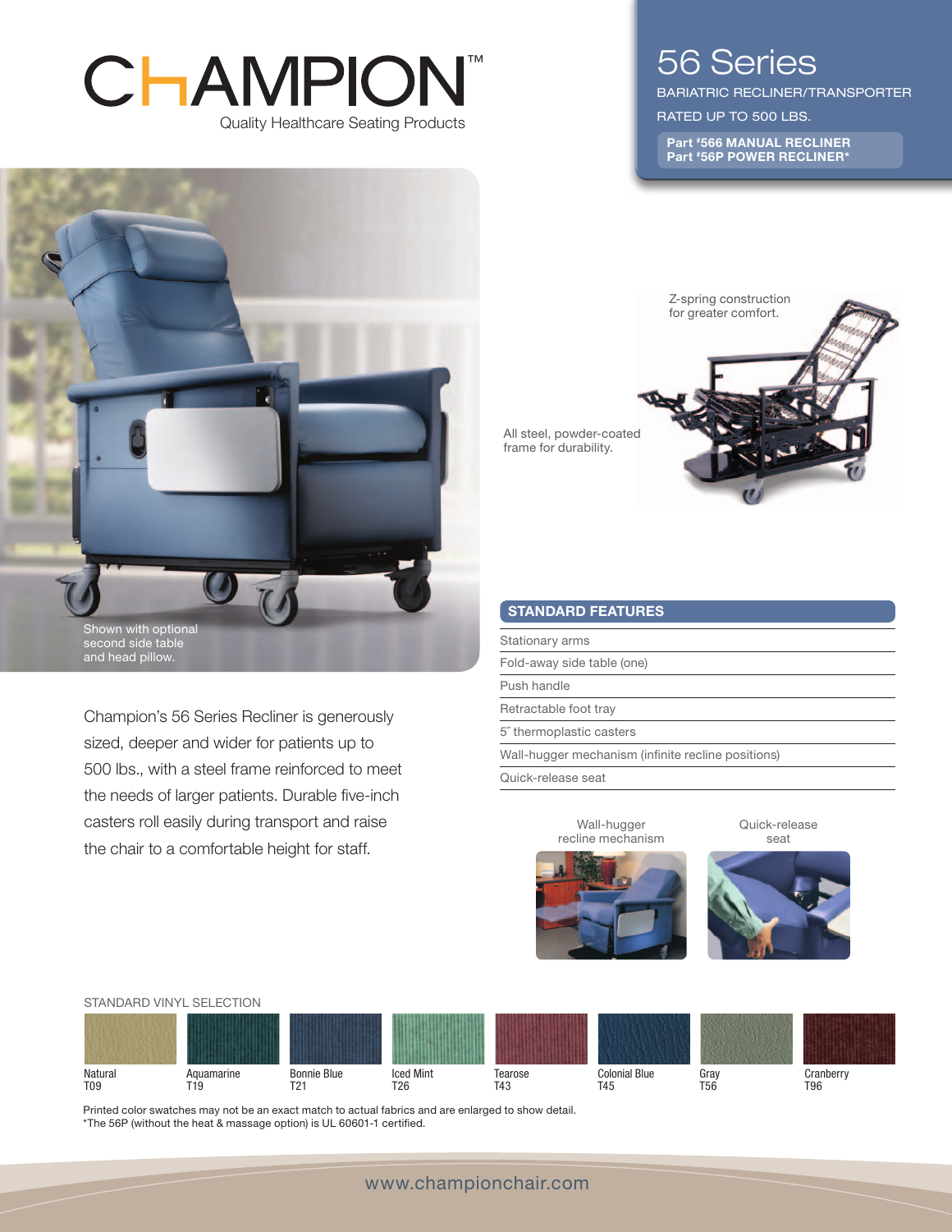# CHAMPION™

Quality Healthcare Seating Products

## 56 Series

BARIATRIC RECLINER/TRANSPORTER

RATED UP TO 500 LBS.

**Part #566 MANUAL RECLINER**
**Part #56P POWER RECLINER***

Shown with optional second side table and head pillow.

Z-spring construction for greater comfort.

All steel, powder-coated frame for durability.

Champion's 56 Series Recliner is generously sized, deeper and wider for patients up to 500 lbs., with a steel frame reinforced to meet the needs of larger patients. Durable five-inch casters roll easily during transport and raise the chair to a comfortable height for staff.

### STANDARD FEATURES

- Stationary arms
- Fold-away side table (one)
- Push handle
- Retractable foot tray
- 5˝ thermoplastic casters
- Wall-hugger mechanism (infinite recline positions)
- Quick-release seat

Wall-hugger recline mechanism

Quick-release seat

### STANDARD VINYL SELECTION

| Natural | Aquamarine | Bonnie Blue | Iced Mint | Tearose | Colonial Blue | Gray | Cranberry |
|---|---|---|---|---|---|---|---|
| T09 | T19 | T21 | T26 | T43 | T45 | T56 | T96 |

Printed color swatches may not be an exact match to actual fabrics and are enlarged to show detail.
*The 56P (without the heat & massage option) is UL 60601-1 certified.

www.championchair.com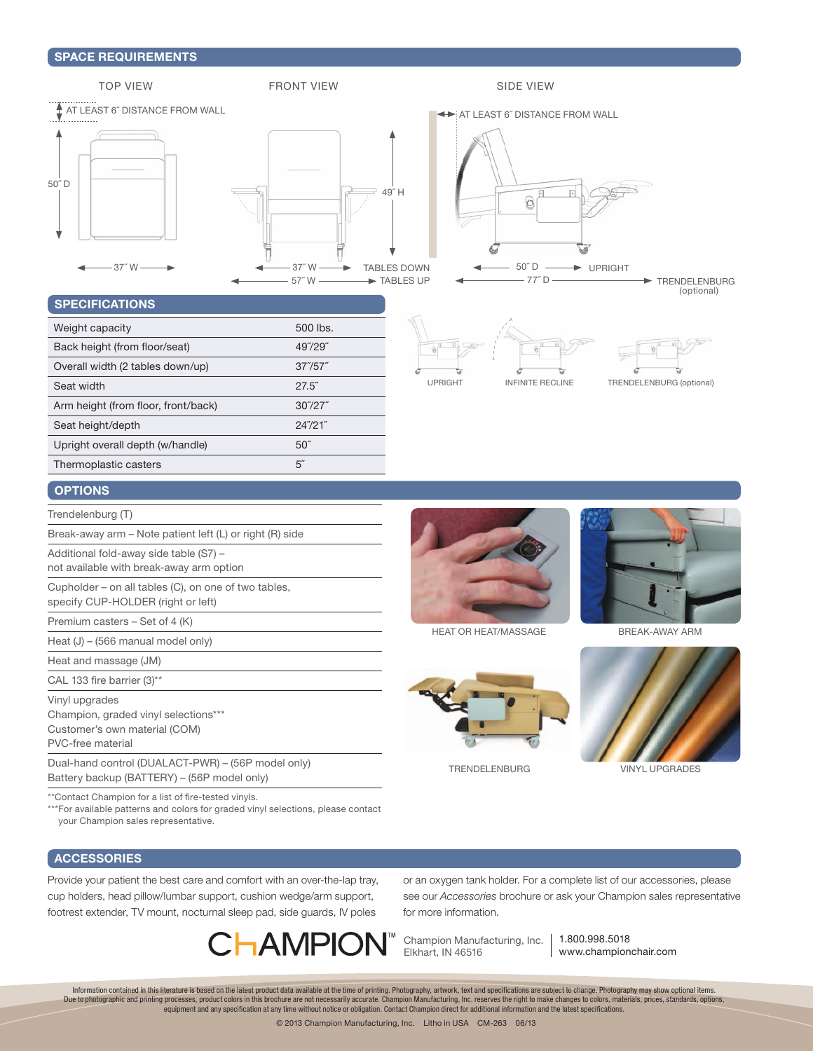## SPACE REQUIREMENTS

TOP VIEW

AT LEAST 6˝ DISTANCE FROM WALL

50˝ D

37˝ W

FRONT VIEW

49˝ H

37˝ W — TABLES DOWN

57˝ W — TABLES UP

SIDE VIEW

AT LEAST 6˝ DISTANCE FROM WALL

50˝ D — UPRIGHT

77˝ D — TRENDELENBURG (optional)

## SPECIFICATIONS

| | |
|---|---|
| Weight capacity | 500 lbs. |
| Back height (from floor/seat) | 49˝/29˝ |
| Overall width (2 tables down/up) | 37˝/57˝ |
| Seat width | 27.5˝ |
| Arm height (from floor, front/back) | 30˝/27˝ |
| Seat height/depth | 24˝/21˝ |
| Upright overall depth (w/handle) | 50˝ |
| Thermoplastic casters | 5˝ |

UPRIGHT

INFINITE RECLINE

TRENDELENBURG (optional)

## OPTIONS

- Trendelenburg (T)
- Break-away arm – Note patient left (L) or right (R) side
- Additional fold-away side table (S7) – not available with break-away arm option
- Cupholder – on all tables (C), on one of two tables, specify CUP-HOLDER (right or left)
- Premium casters – Set of 4 (K)
- Heat (J) – (566 manual model only)
- Heat and massage (JM)
- CAL 133 fire barrier (3)**
- Vinyl upgrades
  Champion, graded vinyl selections***
  Customer's own material (COM)
  PVC-free material
- Dual-hand control (DUALACT-PWR) – (56P model only)
  Battery backup (BATTERY) – (56P model only)

**Contact Champion for a list of fire-tested vinyls.

***For available patterns and colors for graded vinyl selections, please contact your Champion sales representative.

HEAT OR HEAT/MASSAGE

BREAK-AWAY ARM

TRENDELENBURG

VINYL UPGRADES

## ACCESSORIES

Provide your patient the best care and comfort with an over-the-lap tray, cup holders, head pillow/lumbar support, cushion wedge/arm support, footrest extender, TV mount, nocturnal sleep pad, side guards, IV poles or an oxygen tank holder. For a complete list of our accessories, please see our *Accessories* brochure or ask your Champion sales representative for more information.

CHAMPION™

Champion Manufacturing, Inc.
Elkhart, IN 46516

1.800.998.5018
www.championchair.com

Information contained in this literature is based on the latest product data available at the time of printing. Photography, artwork, text and specifications are subject to change. Photography may show optional items. Due to photographic and printing processes, product colors in this brochure are not necessarily accurate. Champion Manufacturing, Inc. reserves the right to make changes to colors, materials, prices, standards, options, equipment and any specification at any time without notice or obligation. Contact Champion direct for additional information and the latest specifications.

© 2013 Champion Manufacturing, Inc. Litho in USA CM-263 06/13